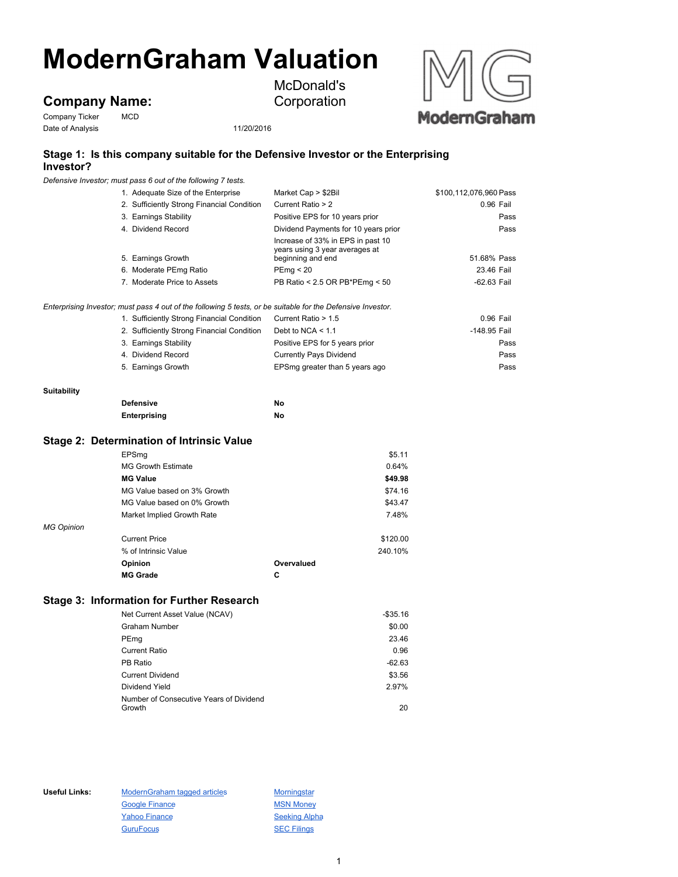# ModernGraham Valuation

## Company Name: McDonald's Corporation

Company Ticker MCD

Date of Analysis 11/20/2016

### Stage 1: Is this company suitable for the Defensive Investor or the Enterprising Investor?

*Defensive Investor; must pass 6 out of the following 7 tests.*

| Test | Criterion | Value | Result |
|---|---|---|---|
| 1. Adequate Size of the Enterprise | Market Cap > $2Bil | $100,112,076,960 | Pass |
| 2. Sufficiently Strong Financial Condition | Current Ratio > 2 | 0.96 | Fail |
| 3. Earnings Stability | Positive EPS for 10 years prior | | Pass |
| 4. Dividend Record | Dividend Payments for 10 years prior | | Pass |
| 5. Earnings Growth | Increase of 33% in EPS in past 10 years using 3 year averages at beginning and end | 51.68% | Pass |
| 6. Moderate PEmg Ratio | PEmg < 20 | 23.46 | Fail |
| 7. Moderate Price to Assets | PB Ratio < 2.5 OR PB*PEmg < 50 | -62.63 | Fail |

*Enterprising Investor; must pass 4 out of the following 5 tests, or be suitable for the Defensive Investor.*

| Test | Criterion | Value | Result |
|---|---|---|---|
| 1. Sufficiently Strong Financial Condition | Current Ratio > 1.5 | 0.96 | Fail |
| 2. Sufficiently Strong Financial Condition | Debt to NCA < 1.1 | -148.95 | Fail |
| 3. Earnings Stability | Positive EPS for 5 years prior | | Pass |
| 4. Dividend Record | Currently Pays Dividend | | Pass |
| 5. Earnings Growth | EPSmg greater than 5 years ago | | Pass |

**Suitability**

| | |
|---|---|
| **Defensive** | **No** |
| **Enterprising** | **No** |

### Stage 2: Determination of Intrinsic Value

| | |
|---|---|
| EPSmg | $5.11 |
| MG Growth Estimate | 0.64% |
| **MG Value** | **$49.98** |
| MG Value based on 3% Growth | $74.16 |
| MG Value based on 0% Growth | $43.47 |
| Market Implied Growth Rate | 7.48% |

*MG Opinion*

| | |
|---|---|
| Current Price | $120.00 |
| % of Intrinsic Value | 240.10% |
| **Opinion** | **Overvalued** |
| **MG Grade** | **C** |

### Stage 3: Information for Further Research

| | |
|---|---|
| Net Current Asset Value (NCAV) | -$35.16 |
| Graham Number | $0.00 |
| PEmg | 23.46 |
| Current Ratio | 0.96 |
| PB Ratio | -62.63 |
| Current Dividend | $3.56 |
| Dividend Yield | 2.97% |
| Number of Consecutive Years of Dividend Growth | 20 |

**Useful Links:**

- ModernGraham tagged articles
- Google Finance
- Yahoo Finance
- GuruFocus
- Morningstar
- MSN Money
- Seeking Alpha
- SEC Filings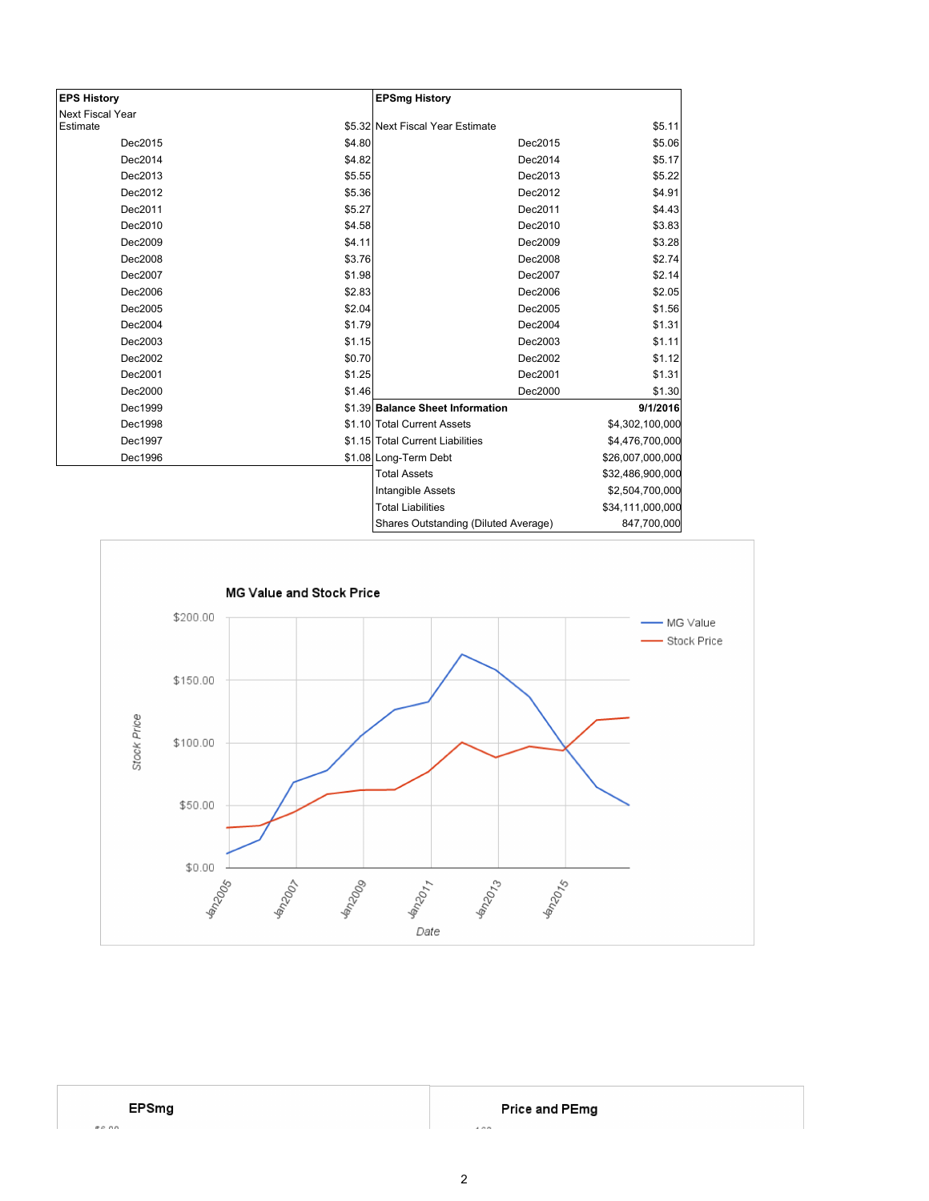| EPS History | | EPSmg History | |
|---|---|---|---|
| Next Fiscal Year Estimate | $5.32 | Next Fiscal Year Estimate | $5.11 |
| Dec2015 | $4.80 | Dec2015 | $5.06 |
| Dec2014 | $4.82 | Dec2014 | $5.17 |
| Dec2013 | $5.55 | Dec2013 | $5.22 |
| Dec2012 | $5.36 | Dec2012 | $4.91 |
| Dec2011 | $5.27 | Dec2011 | $4.43 |
| Dec2010 | $4.58 | Dec2010 | $3.83 |
| Dec2009 | $4.11 | Dec2009 | $3.28 |
| Dec2008 | $3.76 | Dec2008 | $2.74 |
| Dec2007 | $1.98 | Dec2007 | $2.14 |
| Dec2006 | $2.83 | Dec2006 | $2.05 |
| Dec2005 | $2.04 | Dec2005 | $1.56 |
| Dec2004 | $1.79 | Dec2004 | $1.31 |
| Dec2003 | $1.15 | Dec2003 | $1.11 |
| Dec2002 | $0.70 | Dec2002 | $1.12 |
| Dec2001 | $1.25 | Dec2001 | $1.31 |
| Dec2000 | $1.46 | Dec2000 | $1.30 |
| Dec1999 | $1.39 | **Balance Sheet Information** | **9/1/2016** |
| Dec1998 | $1.10 | Total Current Assets | $4,302,100,000 |
| Dec1997 | $1.15 | Total Current Liabilities | $4,476,700,000 |
| Dec1996 | $1.08 | Long-Term Debt | $26,007,000,000 |
| | | Total Assets | $32,486,900,000 |
| | | Intangible Assets | $2,504,700,000 |
| | | Total Liabilities | $34,111,000,000 |
| | | Shares Outstanding (Diluted Average) | 847,700,000 |

**MG Value and Stock Price**

**EPSmg**

**Price and PEmg**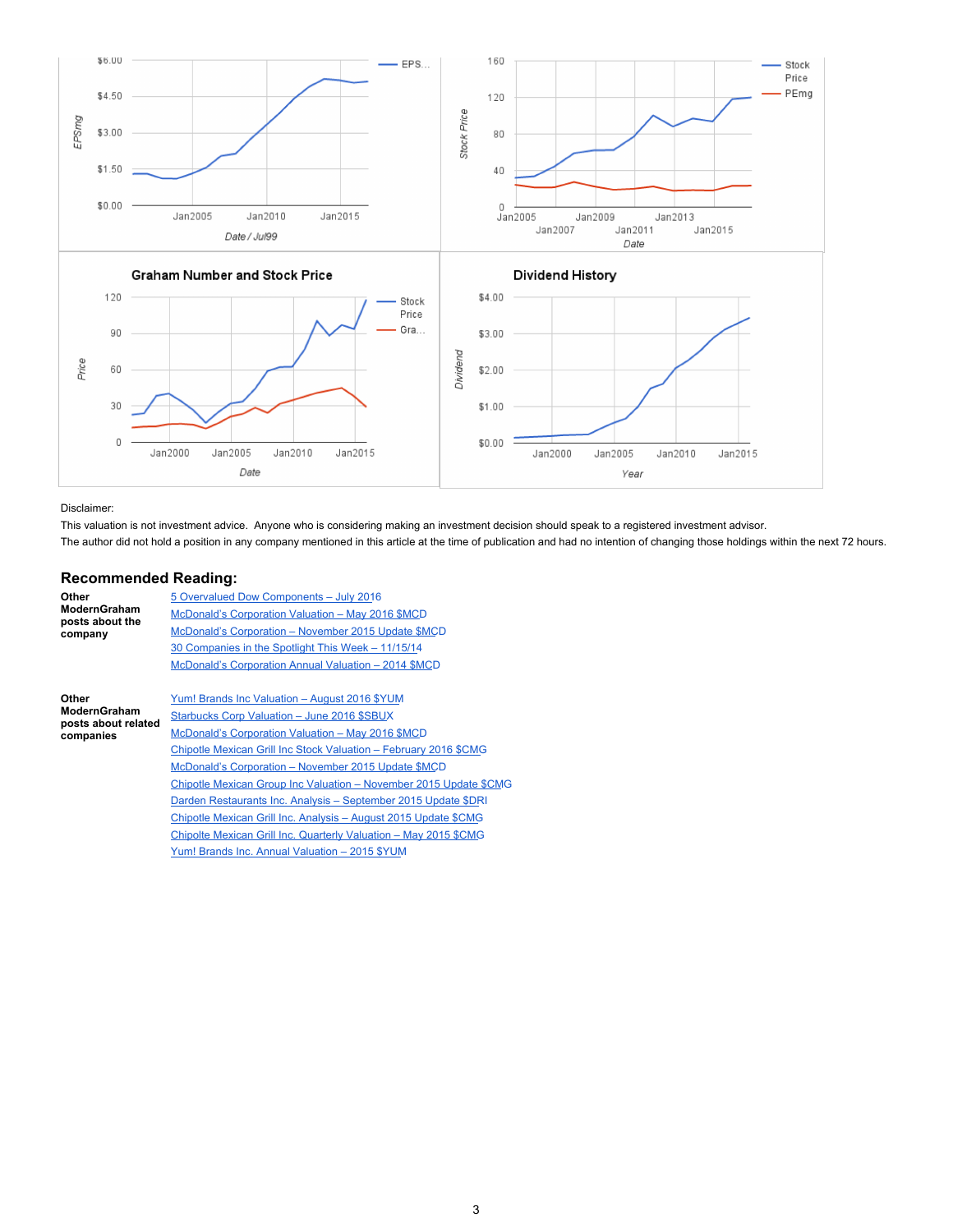$6.00
$4.50
$3.00
$1.50
$0.00
EPSmg
Jan2005
Jan2010
Jan2015
Date / Jul99
EPS...

160
120
80
40
0
Stock Price
Jan2005
Jan2007
Jan2009
Jan2011
Jan2013
Jan2015
Date
Stock Price
PEmg

Graham Number and Stock Price

120
90
60
30
0
Price
Jan2000
Jan2005
Jan2010
Jan2015
Date
Stock Price
Gra...

Dividend History

$4.00
$3.00
$2.00
$1.00
$0.00
Dividend
Jan2000
Jan2005
Jan2010
Jan2015
Year

Disclaimer:

This valuation is not investment advice. Anyone who is considering making an investment decision should speak to a registered investment advisor.

The author did not hold a position in any company mentioned in this article at the time of publication and had no intention of changing those holdings within the next 72 hours.

## Recommended Reading:

**Other ModernGraham posts about the company**

- 5 Overvalued Dow Components – July 2016
- McDonald's Corporation Valuation – May 2016 $MCD
- McDonald's Corporation – November 2015 Update $MCD
- 30 Companies in the Spotlight This Week – 11/15/14
- McDonald's Corporation Annual Valuation – 2014 $MCD

**Other ModernGraham posts about related companies**

- Yum! Brands Inc Valuation – August 2016 $YUM
- Starbucks Corp Valuation – June 2016 $SBUX
- McDonald's Corporation Valuation – May 2016 $MCD
- Chipotle Mexican Grill Inc Stock Valuation – February 2016 $CMG
- McDonald's Corporation – November 2015 Update $MCD
- Chipolte Mexican Group Inc Valuation – November 2015 Update $CMG
- Darden Restaurants Inc. Analysis – September 2015 Update $DRI
- Chipolte Mexican Grill Inc. Analysis – August 2015 Update $CMG
- Chipolte Mexican Grill Inc. Quarterly Valuation – May 2015 $CMG
- Yum! Brands Inc. Annual Valuation – 2015 $YUM